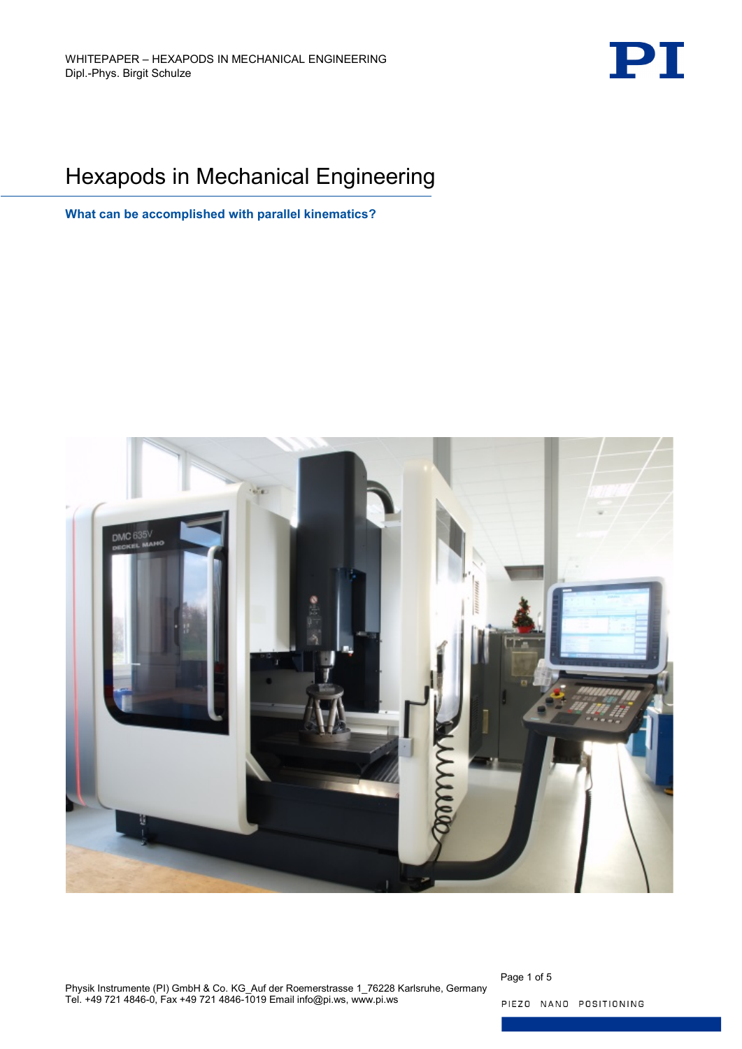WHITEPAPER – HEXAPODS IN MECHANICAL ENGINEERING
Dipl.-Phys. Birgit Schulze

# Hexapods in Mechanical Engineering

**What can be accomplished with parallel kinematics?**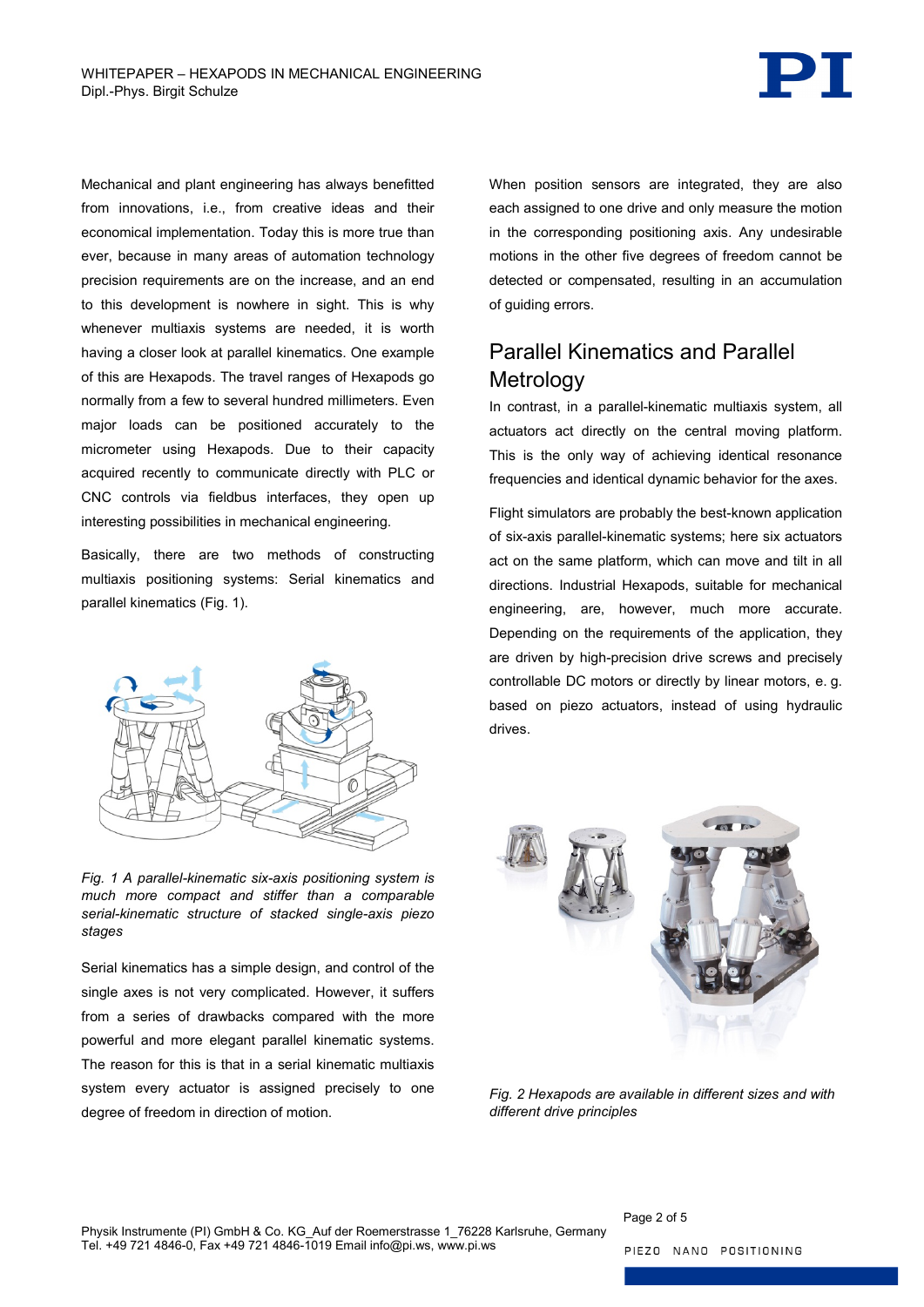Mechanical and plant engineering has always benefitted from innovations, i.e., from creative ideas and their economical implementation. Today this is more true than ever, because in many areas of automation technology precision requirements are on the increase, and an end to this development is nowhere in sight. This is why whenever multiaxis systems are needed, it is worth having a closer look at parallel kinematics. One example of this are Hexapods. The travel ranges of Hexapods go normally from a few to several hundred millimeters. Even major loads can be positioned accurately to the micrometer using Hexapods. Due to their capacity acquired recently to communicate directly with PLC or CNC controls via fieldbus interfaces, they open up interesting possibilities in mechanical engineering.

Basically, there are two methods of constructing multiaxis positioning systems: Serial kinematics and parallel kinematics (Fig. 1).

*Fig. 1 A parallel-kinematic six-axis positioning system is much more compact and stiffer than a comparable serial-kinematic structure of stacked single-axis piezo stages*

Serial kinematics has a simple design, and control of the single axes is not very complicated. However, it suffers from a series of drawbacks compared with the more powerful and more elegant parallel kinematic systems. The reason for this is that in a serial kinematic multiaxis system every actuator is assigned precisely to one degree of freedom in direction of motion.

When position sensors are integrated, they are also each assigned to one drive and only measure the motion in the corresponding positioning axis. Any undesirable motions in the other five degrees of freedom cannot be detected or compensated, resulting in an accumulation of guiding errors.

## Parallel Kinematics and Parallel Metrology

In contrast, in a parallel-kinematic multiaxis system, all actuators act directly on the central moving platform. This is the only way of achieving identical resonance frequencies and identical dynamic behavior for the axes.

Flight simulators are probably the best-known application of six-axis parallel-kinematic systems; here six actuators act on the same platform, which can move and tilt in all directions. Industrial Hexapods, suitable for mechanical engineering, are, however, much more accurate. Depending on the requirements of the application, they are driven by high-precision drive screws and precisely controllable DC motors or directly by linear motors, e. g. based on piezo actuators, instead of using hydraulic drives.

*Fig. 2 Hexapods are available in different sizes and with different drive principles*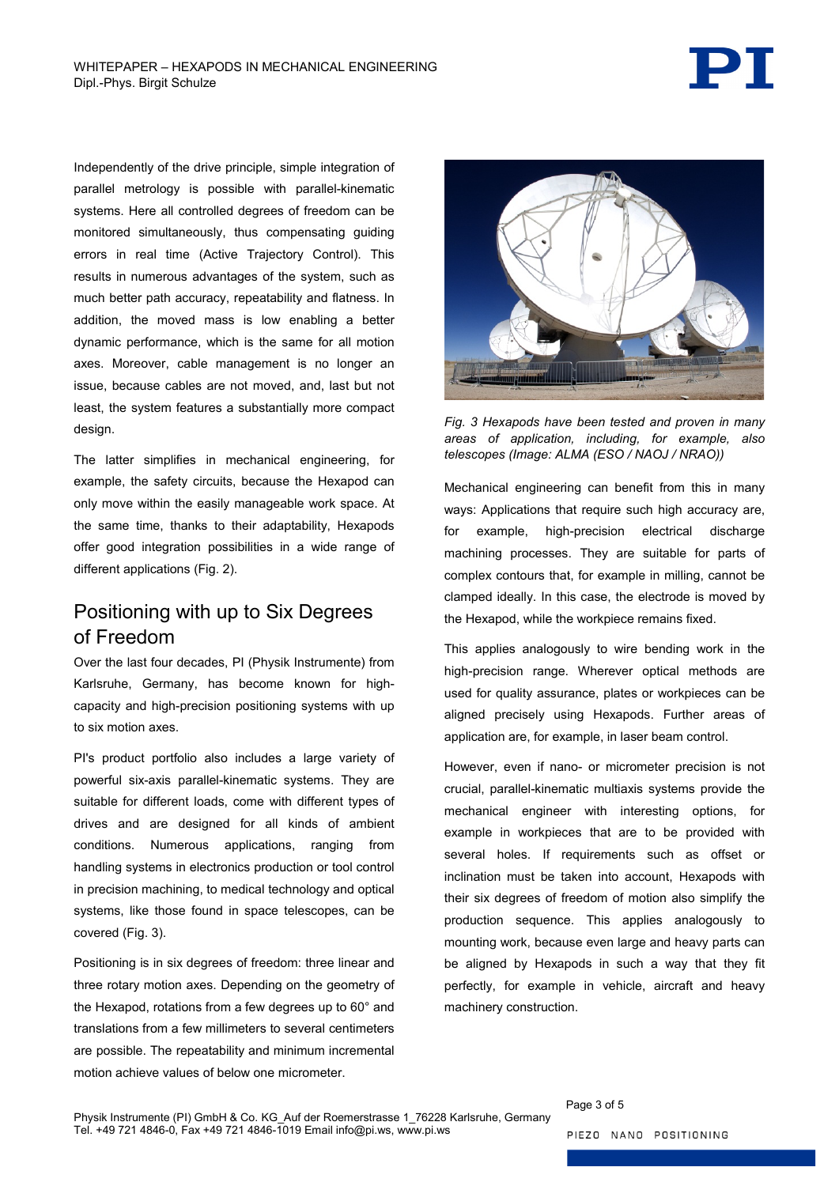Independently of the drive principle, simple integration of parallel metrology is possible with parallel-kinematic systems. Here all controlled degrees of freedom can be monitored simultaneously, thus compensating guiding errors in real time (Active Trajectory Control). This results in numerous advantages of the system, such as much better path accuracy, repeatability and flatness. In addition, the moved mass is low enabling a better dynamic performance, which is the same for all motion axes. Moreover, cable management is no longer an issue, because cables are not moved, and, last but not least, the system features a substantially more compact design.

The latter simplifies in mechanical engineering, for example, the safety circuits, because the Hexapod can only move within the easily manageable work space. At the same time, thanks to their adaptability, Hexapods offer good integration possibilities in a wide range of different applications (Fig. 2).

## Positioning with up to Six Degrees of Freedom

Over the last four decades, PI (Physik Instrumente) from Karlsruhe, Germany, has become known for high-capacity and high-precision positioning systems with up to six motion axes.

PI's product portfolio also includes a large variety of powerful six-axis parallel-kinematic systems. They are suitable for different loads, come with different types of drives and are designed for all kinds of ambient conditions. Numerous applications, ranging from handling systems in electronics production or tool control in precision machining, to medical technology and optical systems, like those found in space telescopes, can be covered (Fig. 3).

Positioning is in six degrees of freedom: three linear and three rotary motion axes. Depending on the geometry of the Hexapod, rotations from a few degrees up to 60° and translations from a few millimeters to several centimeters are possible. The repeatability and minimum incremental motion achieve values of below one micrometer.

*Fig. 3 Hexapods have been tested and proven in many areas of application, including, for example, also telescopes (Image: ALMA (ESO / NAOJ / NRAO))*

Mechanical engineering can benefit from this in many ways: Applications that require such high accuracy are, for example, high-precision electrical discharge machining processes. They are suitable for parts of complex contours that, for example in milling, cannot be clamped ideally. In this case, the electrode is moved by the Hexapod, while the workpiece remains fixed.

This applies analogously to wire bending work in the high-precision range. Wherever optical methods are used for quality assurance, plates or workpieces can be aligned precisely using Hexapods. Further areas of application are, for example, in laser beam control.

However, even if nano- or micrometer precision is not crucial, parallel-kinematic multiaxis systems provide the mechanical engineer with interesting options, for example in workpieces that are to be provided with several holes. If requirements such as offset or inclination must be taken into account, Hexapods with their six degrees of freedom of motion also simplify the production sequence. This applies analogously to mounting work, because even large and heavy parts can be aligned by Hexapods in such a way that they fit perfectly, for example in vehicle, aircraft and heavy machinery construction.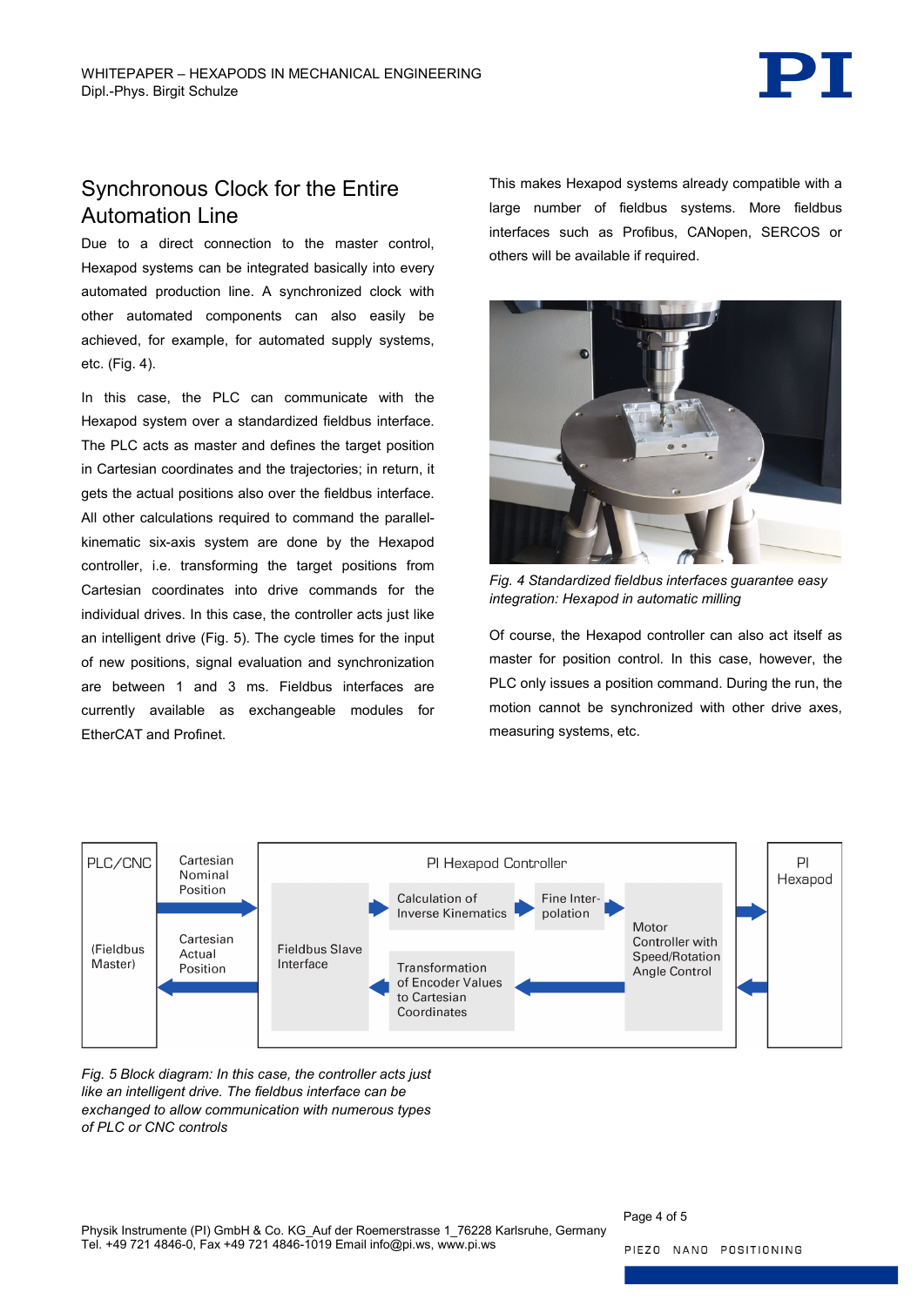## Synchronous Clock for the Entire Automation Line

Due to a direct connection to the master control, Hexapod systems can be integrated basically into every automated production line. A synchronized clock with other automated components can also easily be achieved, for example, for automated supply systems, etc. (Fig. 4).

In this case, the PLC can communicate with the Hexapod system over a standardized fieldbus interface. The PLC acts as master and defines the target position in Cartesian coordinates and the trajectories; in return, it gets the actual positions also over the fieldbus interface. All other calculations required to command the parallel-kinematic six-axis system are done by the Hexapod controller, i.e. transforming the target positions from Cartesian coordinates into drive commands for the individual drives. In this case, the controller acts just like an intelligent drive (Fig. 5). The cycle times for the input of new positions, signal evaluation and synchronization are between 1 and 3 ms. Fieldbus interfaces are currently available as exchangeable modules for EtherCAT and Profinet.

This makes Hexapod systems already compatible with a large number of fieldbus systems. More fieldbus interfaces such as Profibus, CANopen, SERCOS or others will be available if required.

*Fig. 4 Standardized fieldbus interfaces guarantee easy integration: Hexapod in automatic milling*

Of course, the Hexapod controller can also act itself as master for position control. In this case, however, the PLC only issues a position command. During the run, the motion cannot be synchronized with other drive axes, measuring systems, etc.

PLC/CNC (Fieldbus Master) — Cartesian Nominal Position → / ← Cartesian Actual Position — PI Hexapod Controller: Fieldbus Slave Interface; Calculation of Inverse Kinematics; Fine Interpolation; Transformation of Encoder Values to Cartesian Coordinates; Motor Controller with Speed/Rotation Angle Control — PI Hexapod

*Fig. 5 Block diagram: In this case, the controller acts just like an intelligent drive. The fieldbus interface can be exchanged to allow communication with numerous types of PLC or CNC controls*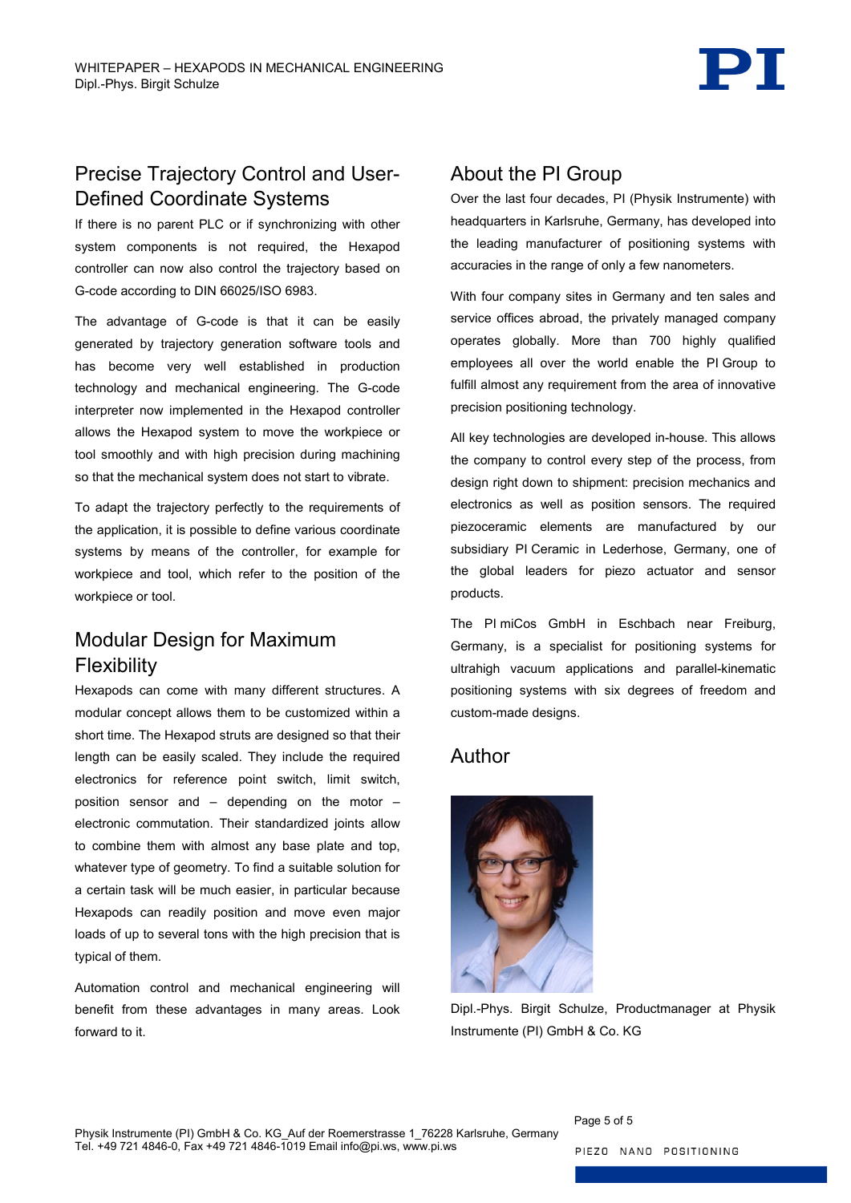## Precise Trajectory Control and User-Defined Coordinate Systems

If there is no parent PLC or if synchronizing with other system components is not required, the Hexapod controller can now also control the trajectory based on G-code according to DIN 66025/ISO 6983.

The advantage of G-code is that it can be easily generated by trajectory generation software tools and has become very well established in production technology and mechanical engineering. The G-code interpreter now implemented in the Hexapod controller allows the Hexapod system to move the workpiece or tool smoothly and with high precision during machining so that the mechanical system does not start to vibrate.

To adapt the trajectory perfectly to the requirements of the application, it is possible to define various coordinate systems by means of the controller, for example for workpiece and tool, which refer to the position of the workpiece or tool.

## Modular Design for Maximum Flexibility

Hexapods can come with many different structures. A modular concept allows them to be customized within a short time. The Hexapod struts are designed so that their length can be easily scaled. They include the required electronics for reference point switch, limit switch, position sensor and – depending on the motor – electronic commutation. Their standardized joints allow to combine them with almost any base plate and top, whatever type of geometry. To find a suitable solution for a certain task will be much easier, in particular because Hexapods can readily position and move even major loads of up to several tons with the high precision that is typical of them.

Automation control and mechanical engineering will benefit from these advantages in many areas. Look forward to it.

## About the PI Group

Over the last four decades, PI (Physik Instrumente) with headquarters in Karlsruhe, Germany, has developed into the leading manufacturer of positioning systems with accuracies in the range of only a few nanometers.

With four company sites in Germany and ten sales and service offices abroad, the privately managed company operates globally. More than 700 highly qualified employees all over the world enable the PI Group to fulfill almost any requirement from the area of innovative precision positioning technology.

All key technologies are developed in-house. This allows the company to control every step of the process, from design right down to shipment: precision mechanics and electronics as well as position sensors. The required piezoceramic elements are manufactured by our subsidiary PI Ceramic in Lederhose, Germany, one of the global leaders for piezo actuator and sensor products.

The PI miCos GmbH in Eschbach near Freiburg, Germany, is a specialist for positioning systems for ultrahigh vacuum applications and parallel-kinematic positioning systems with six degrees of freedom and custom-made designs.

## Author

Dipl.-Phys. Birgit Schulze, Productmanager at Physik Instrumente (PI) GmbH & Co. KG

Physik Instrumente (PI) GmbH & Co. KG_Auf der Roemerstrasse 1_76228 Karlsruhe, Germany
Tel. +49 721 4846-0, Fax +49 721 4846-1019 Email info@pi.ws, www.pi.ws